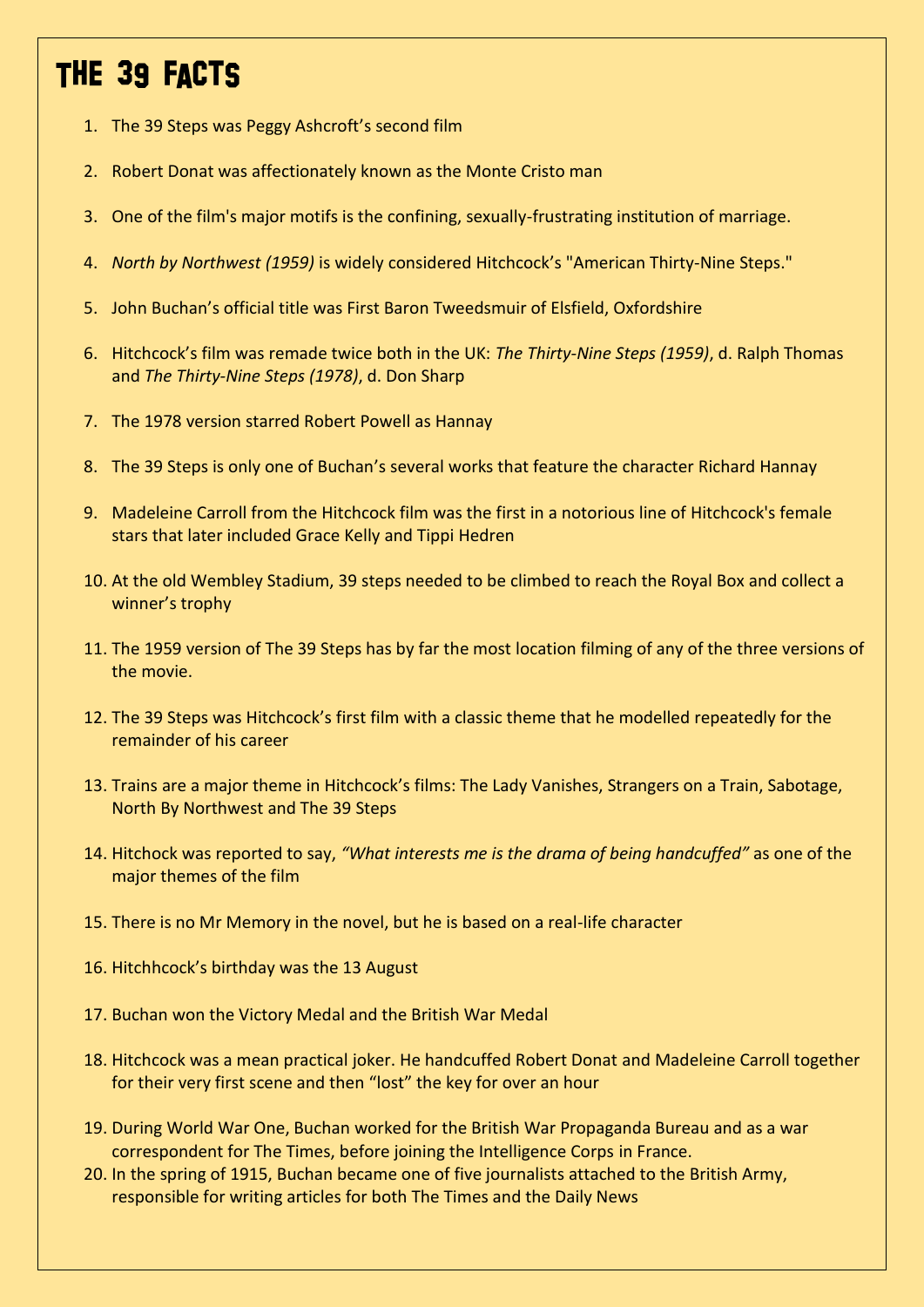# The 39 Facts

1. The 39 Steps was Peggy Ashcroft's second film
2. Robert Donat was affectionately known as the Monte Cristo man
3. One of the film's major motifs is the confining, sexually-frustrating institution of marriage.
4. *North by Northwest (1959)* is widely considered Hitchcock's "American Thirty-Nine Steps."
5. John Buchan's official title was First Baron Tweedsmuir of Elsfield, Oxfordshire
6. Hitchcock's film was remade twice both in the UK: *The Thirty-Nine Steps (1959)*, d. Ralph Thomas and *The Thirty-Nine Steps (1978)*, d. Don Sharp
7. The 1978 version starred Robert Powell as Hannay
8. The 39 Steps is only one of Buchan's several works that feature the character Richard Hannay
9. Madeleine Carroll from the Hitchcock film was the first in a notorious line of Hitchcock's female stars that later included Grace Kelly and Tippi Hedren
10. At the old Wembley Stadium, 39 steps needed to be climbed to reach the Royal Box and collect a winner's trophy
11. The 1959 version of The 39 Steps has by far the most location filming of any of the three versions of the movie.
12. The 39 Steps was Hitchcock's first film with a classic theme that he modelled repeatedly for the remainder of his career
13. Trains are a major theme in Hitchcock's films: The Lady Vanishes, Strangers on a Train, Sabotage, North By Northwest and The 39 Steps
14. Hitchock was reported to say, *"What interests me is the drama of being handcuffed"* as one of the major themes of the film
15. There is no Mr Memory in the novel, but he is based on a real-life character
16. Hitchhcock's birthday was the 13 August
17. Buchan won the Victory Medal and the British War Medal
18. Hitchcock was a mean practical joker. He handcuffed Robert Donat and Madeleine Carroll together for their very first scene and then "lost" the key for over an hour
19. During World War One, Buchan worked for the British War Propaganda Bureau and as a war correspondent for The Times, before joining the Intelligence Corps in France.
20. In the spring of 1915, Buchan became one of five journalists attached to the British Army, responsible for writing articles for both The Times and the Daily News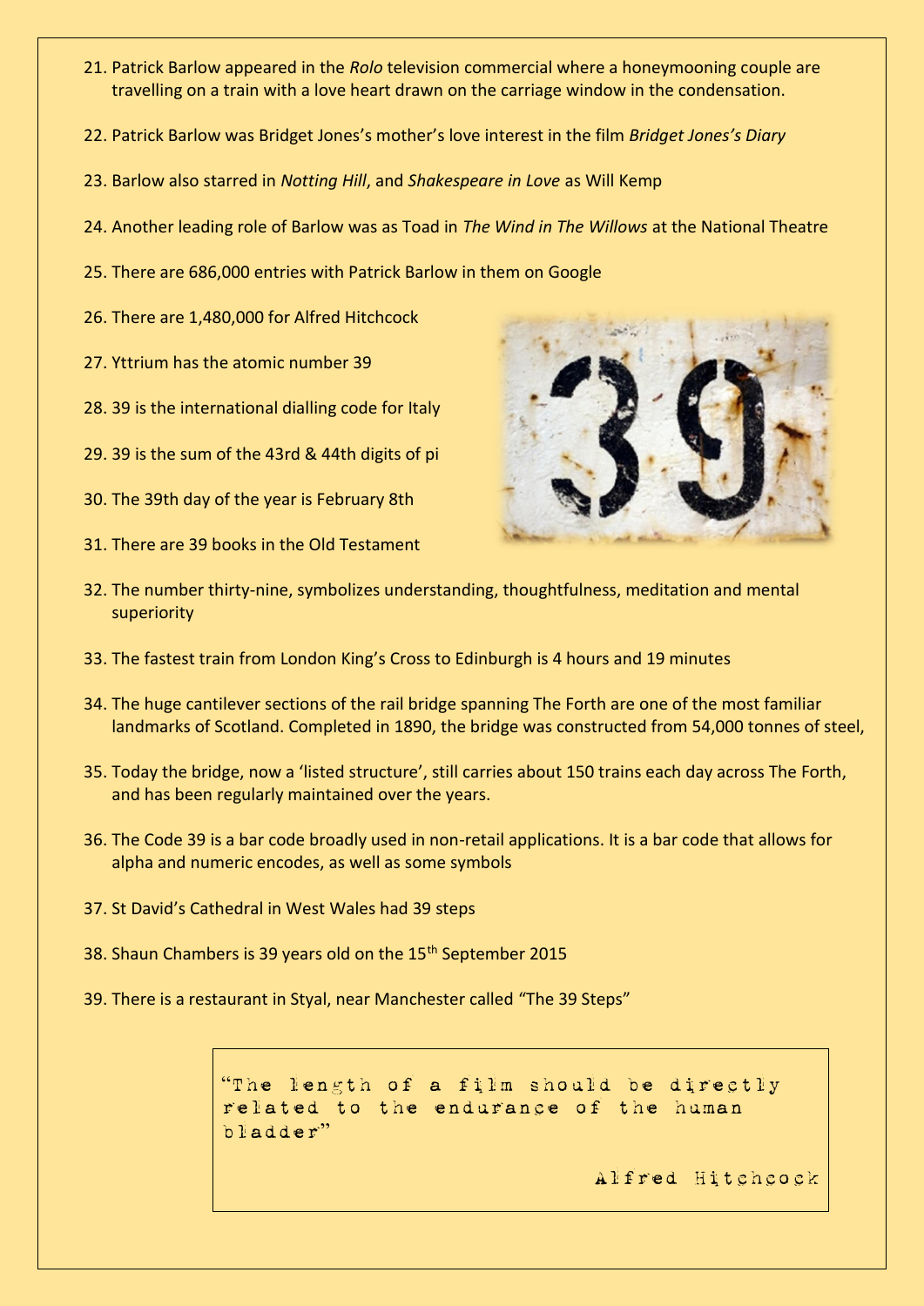21. Patrick Barlow appeared in the *Rolo* television commercial where a honeymooning couple are travelling on a train with a love heart drawn on the carriage window in the condensation.
22. Patrick Barlow was Bridget Jones's mother's love interest in the film *Bridget Jones's Diary*
23. Barlow also starred in *Notting Hill*, and *Shakespeare in Love* as Will Kemp
24. Another leading role of Barlow was as Toad in *The Wind in The Willows* at the National Theatre
25. There are 686,000 entries with Patrick Barlow in them on Google
26. There are 1,480,000 for Alfred Hitchcock
27. Yttrium has the atomic number 39
28. 39 is the international dialling code for Italy
29. 39 is the sum of the 43rd & 44th digits of pi
30. The 39th day of the year is February 8th
31. There are 39 books in the Old Testament
32. The number thirty-nine, symbolizes understanding, thoughtfulness, meditation and mental superiority
33. The fastest train from London King's Cross to Edinburgh is 4 hours and 19 minutes
34. The huge cantilever sections of the rail bridge spanning The Forth are one of the most familiar landmarks of Scotland. Completed in 1890, the bridge was constructed from 54,000 tonnes of steel,
35. Today the bridge, now a 'listed structure', still carries about 150 trains each day across The Forth, and has been regularly maintained over the years.
36. The Code 39 is a bar code broadly used in non-retail applications. It is a bar code that allows for alpha and numeric encodes, as well as some symbols
37. St David's Cathedral in West Wales had 39 steps
38. Shaun Chambers is 39 years old on the 15th September 2015
39. There is a restaurant in Styal, near Manchester called "The 39 Steps"

> "The length of a film should be directly related to the endurance of the human bladder"
>
> Alfred Hitchcock